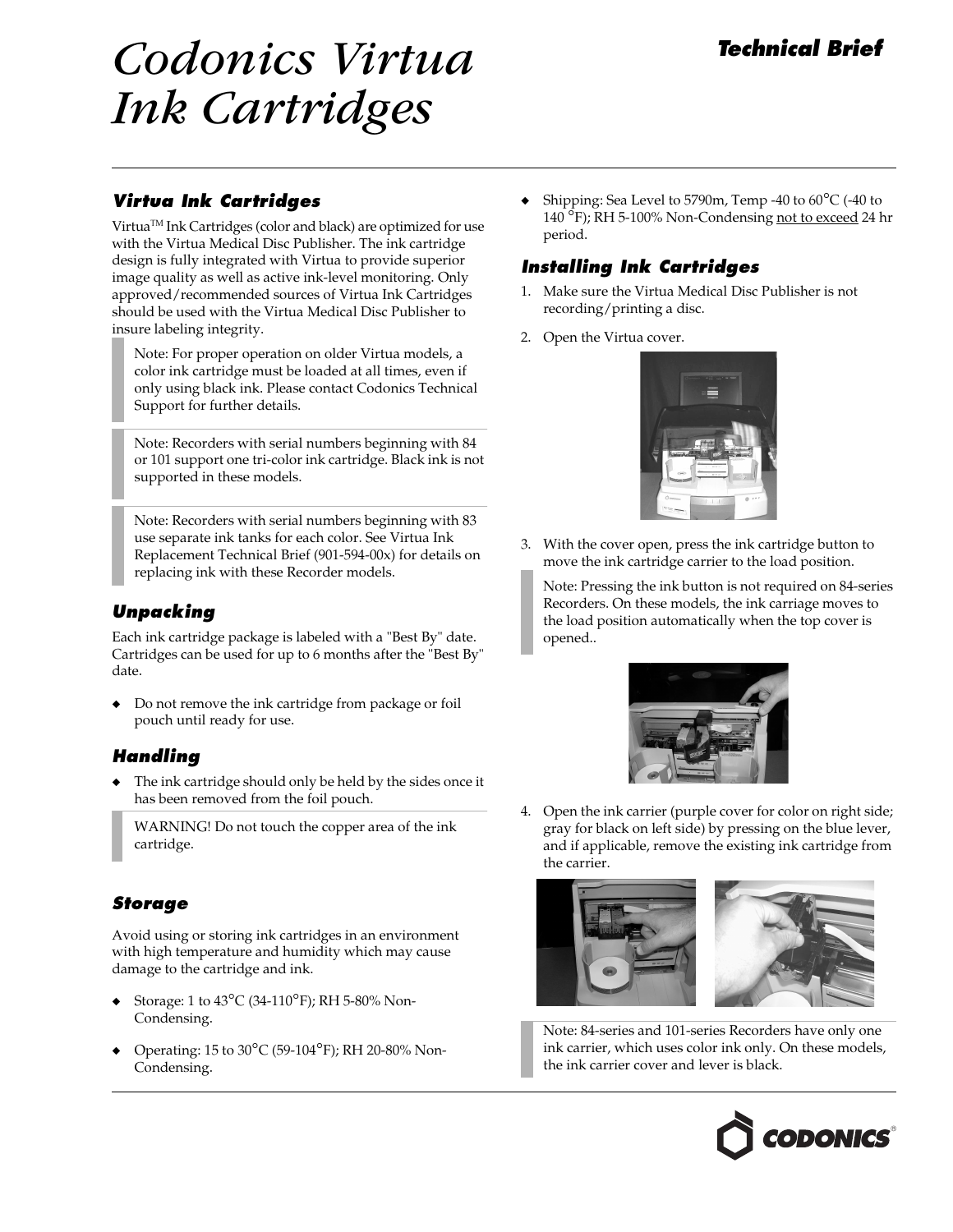# Codonics Virtua Ink Cartridges

**Technical Brief**

## Virtua Ink Cartridges

Virtua™ Ink Cartridges (color and black) are optimized for use with the Virtua Medical Disc Publisher. The ink cartridge design is fully integrated with Virtua to provide superior image quality as well as active ink-level monitoring. Only approved/recommended sources of Virtua Ink Cartridges should be used with the Virtua Medical Disc Publisher to insure labeling integrity.

> Note: For proper operation on older Virtua models, a color ink cartridge must be loaded at all times, even if only using black ink. Please contact Codonics Technical Support for further details.

> Note: Recorders with serial numbers beginning with 84 or 101 support one tri-color ink cartridge. Black ink is not supported in these models.

> Note: Recorders with serial numbers beginning with 83 use separate ink tanks for each color. See Virtua Ink Replacement Technical Brief (901-594-00x) for details on replacing ink with these Recorder models.

## Unpacking

Each ink cartridge package is labeled with a "Best By" date. Cartridges can be used for up to 6 months after the "Best By" date.

- Do not remove the ink cartridge from package or foil pouch until ready for use.

## Handling

- The ink cartridge should only be held by the sides once it has been removed from the foil pouch.

> WARNING! Do not touch the copper area of the ink cartridge.

## Storage

Avoid using or storing ink cartridges in an environment with high temperature and humidity which may cause damage to the cartridge and ink.

- Storage: 1 to 43°C (34-110°F); RH 5-80% Non-Condensing.
- Operating: 15 to 30°C (59-104°F); RH 20-80% Non-Condensing.
- Shipping: Sea Level to 5790m, Temp -40 to 60°C (-40 to 140 °F); RH 5-100% Non-Condensing not to exceed 24 hr period.

## Installing Ink Cartridges

1. Make sure the Virtua Medical Disc Publisher is not recording/printing a disc.
2. Open the Virtua cover.
3. With the cover open, press the ink cartridge button to move the ink cartridge carrier to the load position.

> Note: Pressing the ink button is not required on 84-series Recorders. On these models, the ink carriage moves to the load position automatically when the top cover is opened..

4. Open the ink carrier (purple cover for color on right side; gray for black on left side) by pressing on the blue lever, and if applicable, remove the existing ink cartridge from the carrier.

> Note: 84-series and 101-series Recorders have only one ink carrier, which uses color ink only. On these models, the ink carrier cover and lever is black.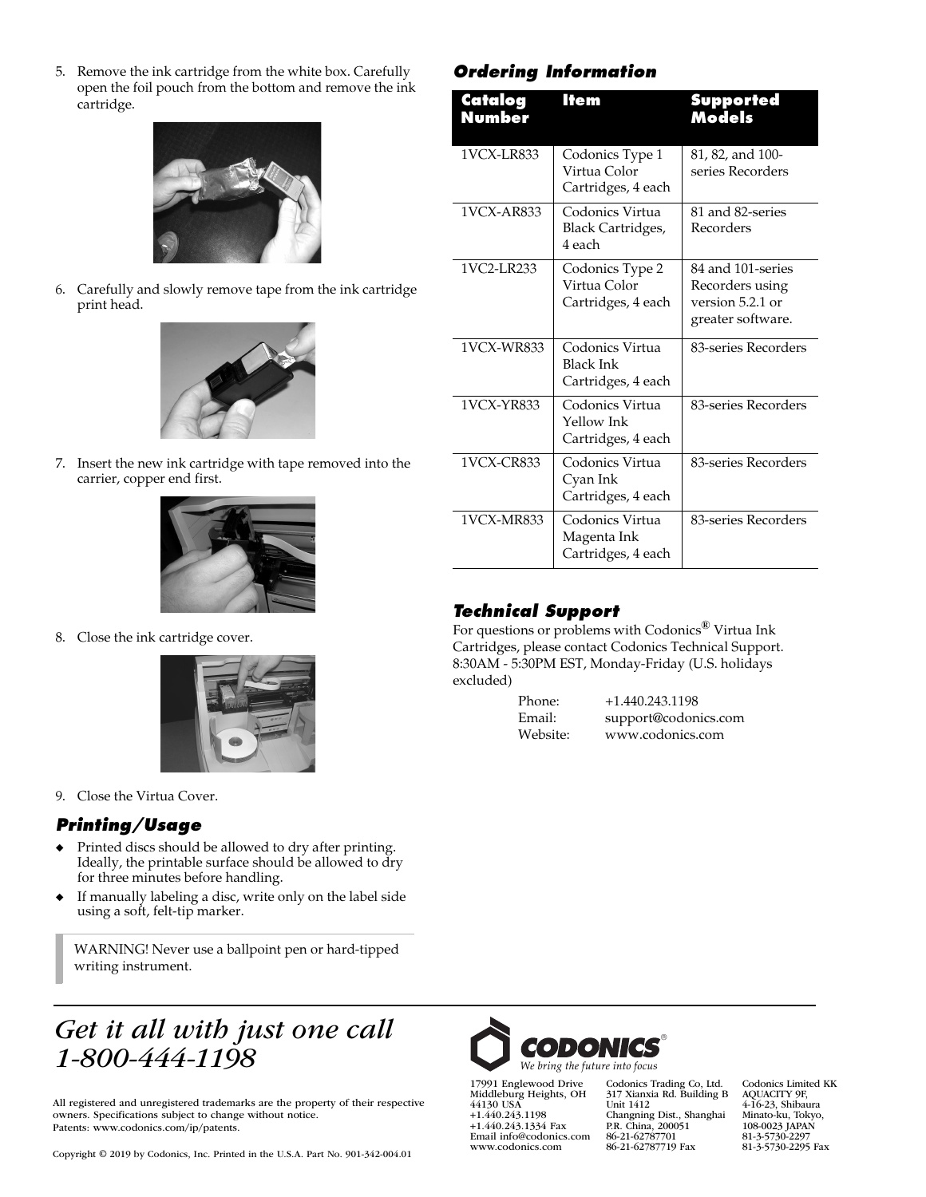5. Remove the ink cartridge from the white box. Carefully open the foil pouch from the bottom and remove the ink cartridge.

6. Carefully and slowly remove tape from the ink cartridge print head.

7. Insert the new ink cartridge with tape removed into the carrier, copper end first.

8. Close the ink cartridge cover.

9. Close the Virtua Cover.

## Printing/Usage

- Printed discs should be allowed to dry after printing. Ideally, the printable surface should be allowed to dry for three minutes before handling.
- If manually labeling a disc, write only on the label side using a soft, felt-tip marker.

> WARNING! Never use a ballpoint pen or hard-tipped writing instrument.

## Ordering Information

| Catalog Number | Item | Supported Models |
|---|---|---|
| 1VCX-LR833 | Codonics Type 1 Virtua Color Cartridges, 4 each | 81, 82, and 100-series Recorders |
| 1VCX-AR833 | Codonics Virtua Black Cartridges, 4 each | 81 and 82-series Recorders |
| 1VC2-LR233 | Codonics Type 2 Virtua Color Cartridges, 4 each | 84 and 101-series Recorders using version 5.2.1 or greater software. |
| 1VCX-WR833 | Codonics Virtua Black Ink Cartridges, 4 each | 83-series Recorders |
| 1VCX-YR833 | Codonics Virtua Yellow Ink Cartridges, 4 each | 83-series Recorders |
| 1VCX-CR833 | Codonics Virtua Cyan Ink Cartridges, 4 each | 83-series Recorders |
| 1VCX-MR833 | Codonics Virtua Magenta Ink Cartridges, 4 each | 83-series Recorders |

## Technical Support

For questions or problems with Codonics® Virtua Ink Cartridges, please contact Codonics Technical Support. 8:30AM - 5:30PM EST, Monday-Friday (U.S. holidays excluded)

Phone: +1.440.243.1198
Email: support@codonics.com
Website: www.codonics.com

*Get it all with just one call 1-800-444-1198*

All registered and unregistered trademarks are the property of their respective owners. Specifications subject to change without notice. Patents: www.codonics.com/ip/patents.

Copyright © 2019 by Codonics, Inc. Printed in the U.S.A. Part No. 901-342-004.01

CODONICS® *We bring the future into focus*

17991 Englewood Drive
Middleburg Heights, OH 44130 USA
+1.440.243.1198
+1.440.243.1334 Fax
Email info@codonics.com
www.codonics.com

Codonics Trading Co, Ltd.
317 Xianxia Rd. Building B
Unit 1412
Changning Dist., Shanghai
P.R. China, 200051
86-21-62787701
86-21-62787719 Fax

Codonics Limited KK
AQUACITY 9F,
4-16-23, Shibaura
Minato-ku, Tokyo,
108-0023 JAPAN
81-3-5730-2297
81-3-5730-2295 Fax